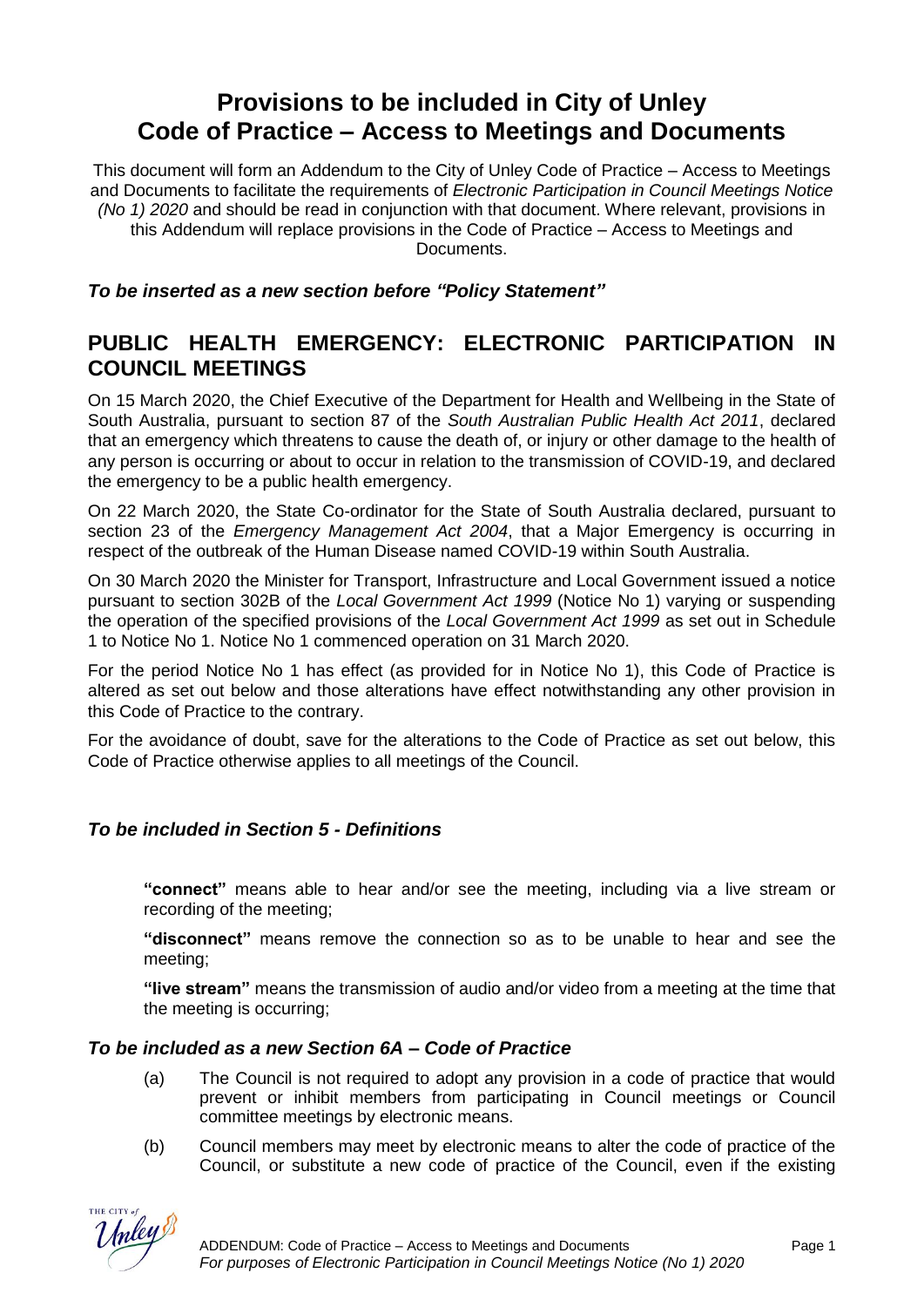# Provisions to be included in City of Unley Code of Practice – Access to Meetings and Documents

This document will form an Addendum to the City of Unley Code of Practice – Access to Meetings and Documents to facilitate the requirements of *Electronic Participation in Council Meetings Notice (No 1) 2020* and should be read in conjunction with that document. Where relevant, provisions in this Addendum will replace provisions in the Code of Practice – Access to Meetings and Documents.

### *To be inserted as a new section before "Policy Statement"*

## PUBLIC HEALTH EMERGENCY: ELECTRONIC PARTICIPATION IN COUNCIL MEETINGS

On 15 March 2020, the Chief Executive of the Department for Health and Wellbeing in the State of South Australia, pursuant to section 87 of the *South Australian Public Health Act 2011*, declared that an emergency which threatens to cause the death of, or injury or other damage to the health of any person is occurring or about to occur in relation to the transmission of COVID-19, and declared the emergency to be a public health emergency.

On 22 March 2020, the State Co-ordinator for the State of South Australia declared, pursuant to section 23 of the *Emergency Management Act 2004*, that a Major Emergency is occurring in respect of the outbreak of the Human Disease named COVID-19 within South Australia.

On 30 March 2020 the Minister for Transport, Infrastructure and Local Government issued a notice pursuant to section 302B of the *Local Government Act 1999* (Notice No 1) varying or suspending the operation of the specified provisions of the *Local Government Act 1999* as set out in Schedule 1 to Notice No 1. Notice No 1 commenced operation on 31 March 2020.

For the period Notice No 1 has effect (as provided for in Notice No 1), this Code of Practice is altered as set out below and those alterations have effect notwithstanding any other provision in this Code of Practice to the contrary.

For the avoidance of doubt, save for the alterations to the Code of Practice as set out below, this Code of Practice otherwise applies to all meetings of the Council.

### *To be included in Section 5 - Definitions*

**"connect"** means able to hear and/or see the meeting, including via a live stream or recording of the meeting;

**"disconnect"** means remove the connection so as to be unable to hear and see the meeting;

**"live stream"** means the transmission of audio and/or video from a meeting at the time that the meeting is occurring;

### *To be included as a new Section 6A – Code of Practice*

(a) The Council is not required to adopt any provision in a code of practice that would prevent or inhibit members from participating in Council meetings or Council committee meetings by electronic means.

(b) Council members may meet by electronic means to alter the code of practice of the Council, or substitute a new code of practice of the Council, even if the existing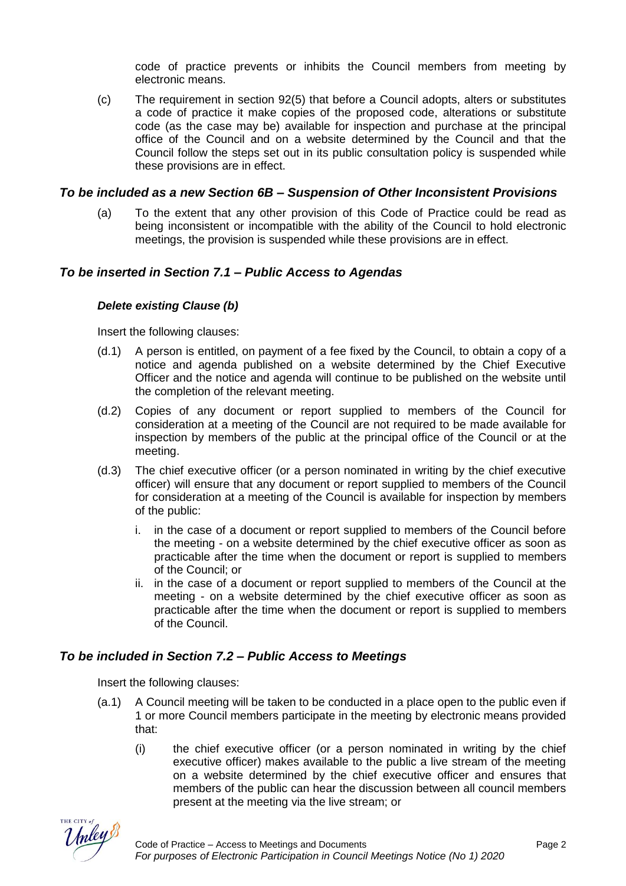code of practice prevents or inhibits the Council members from meeting by electronic means.

(c) The requirement in section 92(5) that before a Council adopts, alters or substitutes a code of practice it make copies of the proposed code, alterations or substitute code (as the case may be) available for inspection and purchase at the principal office of the Council and on a website determined by the Council and that the Council follow the steps set out in its public consultation policy is suspended while these provisions are in effect.

## *To be included as a new Section 6B – Suspension of Other Inconsistent Provisions*

(a) To the extent that any other provision of this Code of Practice could be read as being inconsistent or incompatible with the ability of the Council to hold electronic meetings, the provision is suspended while these provisions are in effect.

## *To be inserted in Section 7.1 – Public Access to Agendas*

### *Delete existing Clause (b)*

Insert the following clauses:

(d.1) A person is entitled, on payment of a fee fixed by the Council, to obtain a copy of a notice and agenda published on a website determined by the Chief Executive Officer and the notice and agenda will continue to be published on the website until the completion of the relevant meeting.

(d.2) Copies of any document or report supplied to members of the Council for consideration at a meeting of the Council are not required to be made available for inspection by members of the public at the principal office of the Council or at the meeting.

(d.3) The chief executive officer (or a person nominated in writing by the chief executive officer) will ensure that any document or report supplied to members of the Council for consideration at a meeting of the Council is available for inspection by members of the public:

i. in the case of a document or report supplied to members of the Council before the meeting - on a website determined by the chief executive officer as soon as practicable after the time when the document or report is supplied to members of the Council; or
ii. in the case of a document or report supplied to members of the Council at the meeting - on a website determined by the chief executive officer as soon as practicable after the time when the document or report is supplied to members of the Council.

## *To be included in Section 7.2 – Public Access to Meetings*

Insert the following clauses:

(a.1) A Council meeting will be taken to be conducted in a place open to the public even if 1 or more Council members participate in the meeting by electronic means provided that:

(i) the chief executive officer (or a person nominated in writing by the chief executive officer) makes available to the public a live stream of the meeting on a website determined by the chief executive officer and ensures that members of the public can hear the discussion between all council members present at the meeting via the live stream; or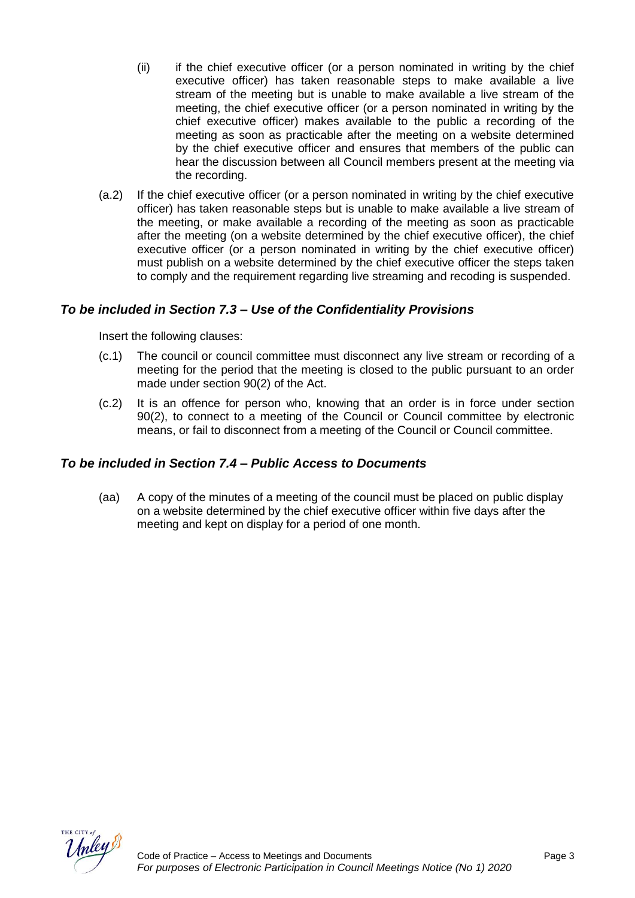(ii) if the chief executive officer (or a person nominated in writing by the chief executive officer) has taken reasonable steps to make available a live stream of the meeting but is unable to make available a live stream of the meeting, the chief executive officer (or a person nominated in writing by the chief executive officer) makes available to the public a recording of the meeting as soon as practicable after the meeting on a website determined by the chief executive officer and ensures that members of the public can hear the discussion between all Council members present at the meeting via the recording.

(a.2) If the chief executive officer (or a person nominated in writing by the chief executive officer) has taken reasonable steps but is unable to make available a live stream of the meeting, or make available a recording of the meeting as soon as practicable after the meeting (on a website determined by the chief executive officer), the chief executive officer (or a person nominated in writing by the chief executive officer) must publish on a website determined by the chief executive officer the steps taken to comply and the requirement regarding live streaming and recoding is suspended.

### *To be included in Section 7.3 – Use of the Confidentiality Provisions*

Insert the following clauses:

(c.1) The council or council committee must disconnect any live stream or recording of a meeting for the period that the meeting is closed to the public pursuant to an order made under section 90(2) of the Act.

(c.2) It is an offence for person who, knowing that an order is in force under section 90(2), to connect to a meeting of the Council or Council committee by electronic means, or fail to disconnect from a meeting of the Council or Council committee.

### *To be included in Section 7.4 – Public Access to Documents*

(aa) A copy of the minutes of a meeting of the council must be placed on public display on a website determined by the chief executive officer within five days after the meeting and kept on display for a period of one month.